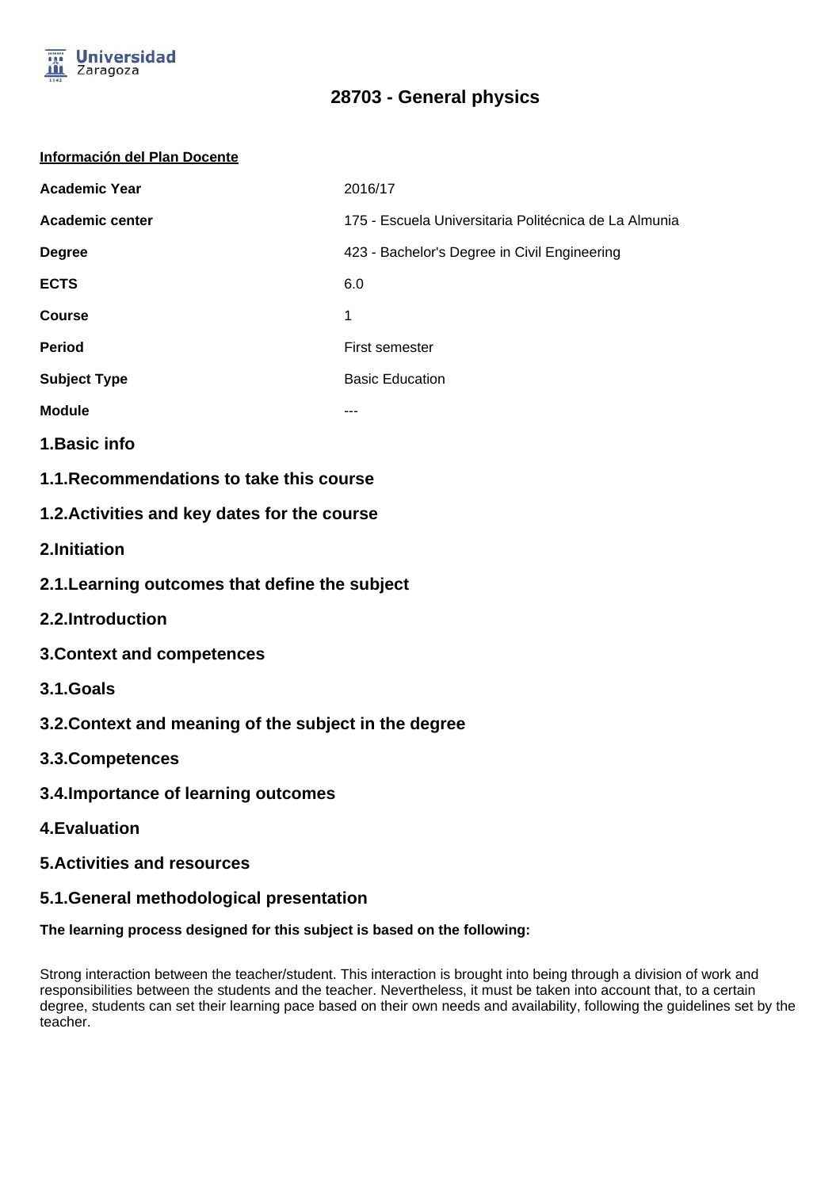# 28703 - General physics

**Información del Plan Docente**

| | |
|---|---|
| **Academic Year** | 2016/17 |
| **Academic center** | 175 - Escuela Universitaria Politécnica de La Almunia |
| **Degree** | 423 - Bachelor's Degree in Civil Engineering |
| **ECTS** | 6.0 |
| **Course** | 1 |
| **Period** | First semester |
| **Subject Type** | Basic Education |
| **Module** | --- |

## 1.Basic info

### 1.1.Recommendations to take this course

### 1.2.Activities and key dates for the course

## 2.Initiation

### 2.1.Learning outcomes that define the subject

### 2.2.Introduction

## 3.Context and competences

### 3.1.Goals

### 3.2.Context and meaning of the subject in the degree

### 3.3.Competences

### 3.4.Importance of learning outcomes

## 4.Evaluation

## 5.Activities and resources

### 5.1.General methodological presentation

**The learning process designed for this subject is based on the following:**

Strong interaction between the teacher/student. This interaction is brought into being through a division of work and responsibilities between the students and the teacher. Nevertheless, it must be taken into account that, to a certain degree, students can set their learning pace based on their own needs and availability, following the guidelines set by the teacher.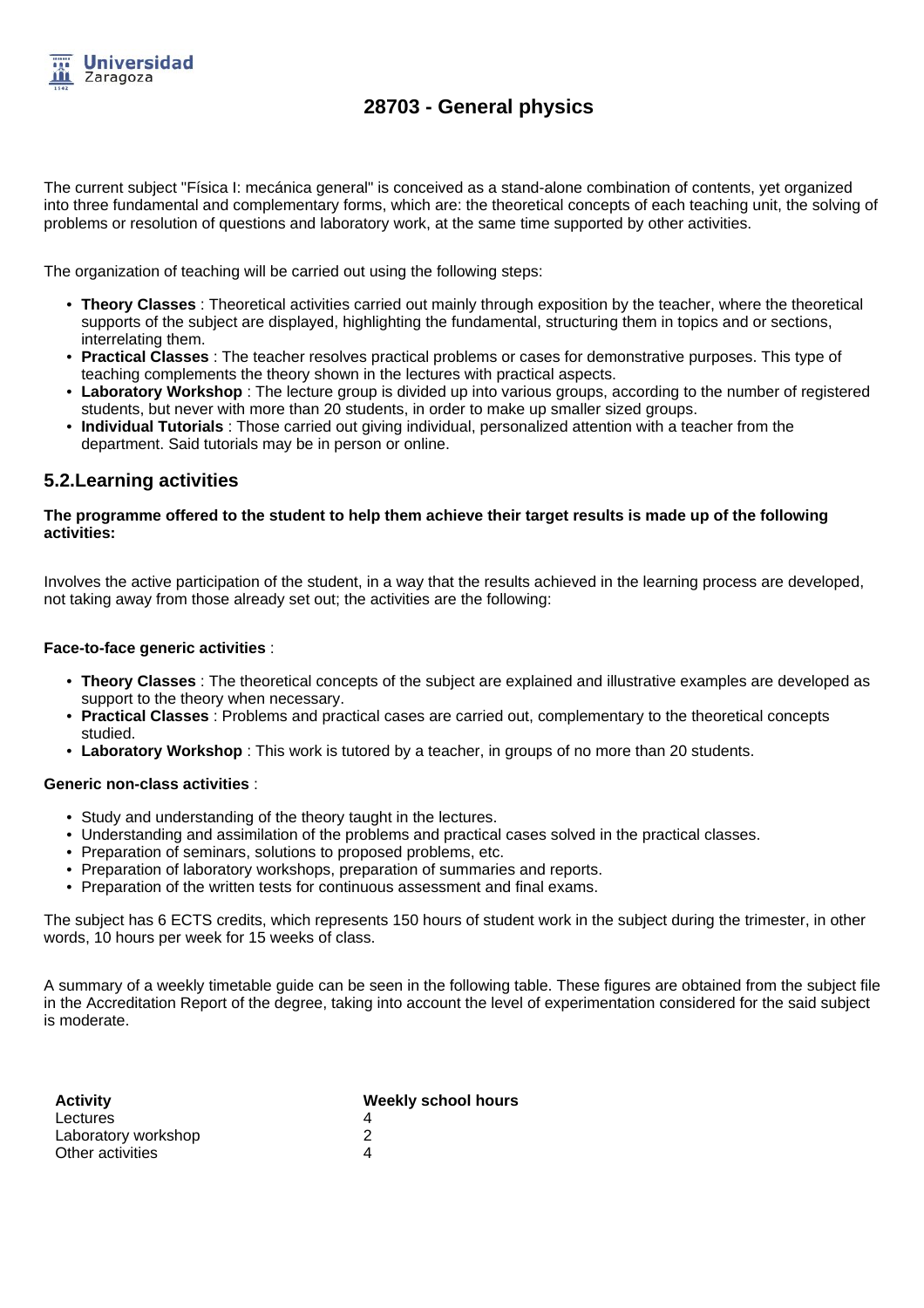# 28703 - General physics

The current subject "Física I: mecánica general" is conceived as a stand-alone combination of contents, yet organized into three fundamental and complementary forms, which are: the theoretical concepts of each teaching unit, the solving of problems or resolution of questions and laboratory work, at the same time supported by other activities.

The organization of teaching will be carried out using the following steps:

- **Theory Classes** : Theoretical activities carried out mainly through exposition by the teacher, where the theoretical supports of the subject are displayed, highlighting the fundamental, structuring them in topics and or sections, interrelating them.
- **Practical Classes** : The teacher resolves practical problems or cases for demonstrative purposes. This type of teaching complements the theory shown in the lectures with practical aspects.
- **Laboratory Workshop** : The lecture group is divided up into various groups, according to the number of registered students, but never with more than 20 students, in order to make up smaller sized groups.
- **Individual Tutorials** : Those carried out giving individual, personalized attention with a teacher from the department. Said tutorials may be in person or online.

## 5.2.Learning activities

**The programme offered to the student to help them achieve their target results is made up of the following activities:**

Involves the active participation of the student, in a way that the results achieved in the learning process are developed, not taking away from those already set out; the activities are the following:

**Face-to-face generic activities** :

- **Theory Classes** : The theoretical concepts of the subject are explained and illustrative examples are developed as support to the theory when necessary.
- **Practical Classes** : Problems and practical cases are carried out, complementary to the theoretical concepts studied.
- **Laboratory Workshop** : This work is tutored by a teacher, in groups of no more than 20 students.

**Generic non-class activities** :

- Study and understanding of the theory taught in the lectures.
- Understanding and assimilation of the problems and practical cases solved in the practical classes.
- Preparation of seminars, solutions to proposed problems, etc.
- Preparation of laboratory workshops, preparation of summaries and reports.
- Preparation of the written tests for continuous assessment and final exams.

The subject has 6 ECTS credits, which represents 150 hours of student work in the subject during the trimester, in other words, 10 hours per week for 15 weeks of class.

A summary of a weekly timetable guide can be seen in the following table. These figures are obtained from the subject file in the Accreditation Report of the degree, taking into account the level of experimentation considered for the said subject is moderate.

| Activity | Weekly school hours |
|---|---|
| Lectures | 4 |
| Laboratory workshop | 2 |
| Other activities | 4 |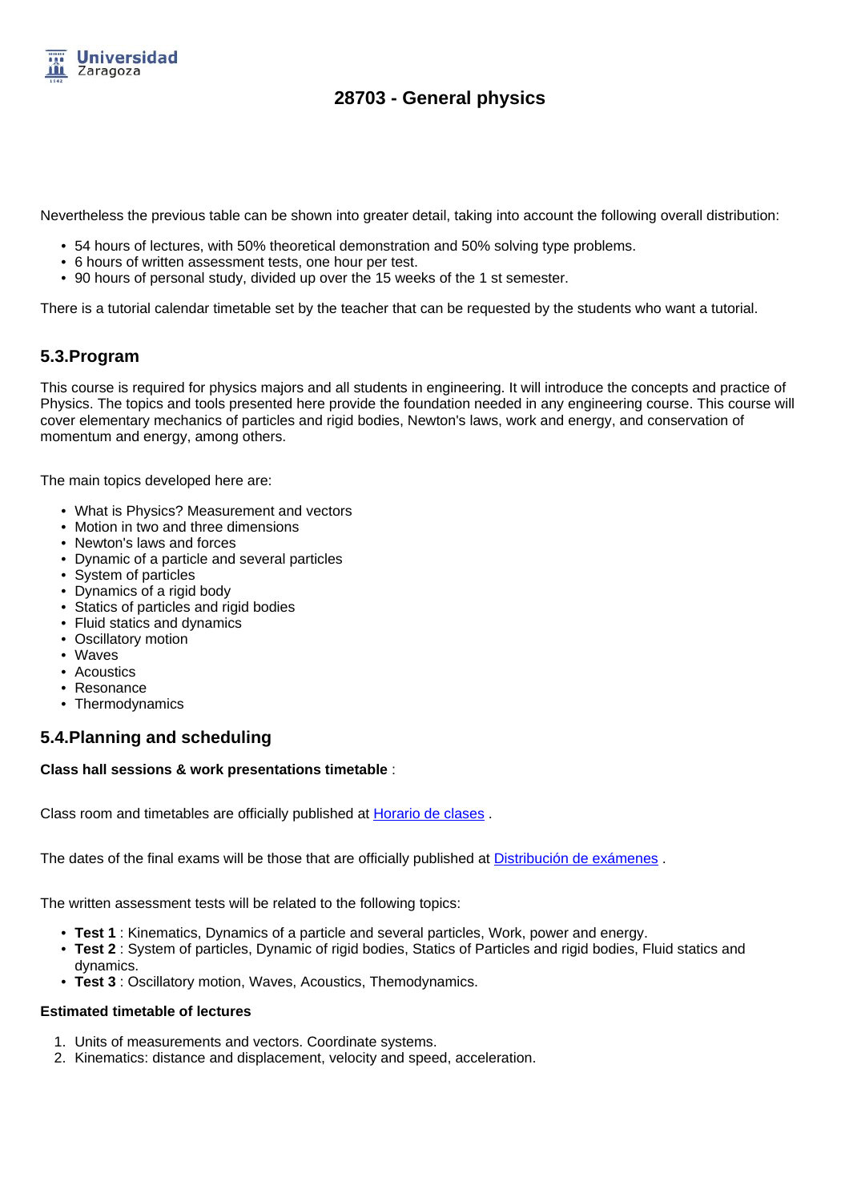Nevertheless the previous table can be shown into greater detail, taking into account the following overall distribution:

- 54 hours of lectures, with 50% theoretical demonstration and 50% solving type problems.
- 6 hours of written assessment tests, one hour per test.
- 90 hours of personal study, divided up over the 15 weeks of the 1 st semester.

There is a tutorial calendar timetable set by the teacher that can be requested by the students who want a tutorial.

## 5.3.Program

This course is required for physics majors and all students in engineering. It will introduce the concepts and practice of Physics. The topics and tools presented here provide the foundation needed in any engineering course. This course will cover elementary mechanics of particles and rigid bodies, Newton's laws, work and energy, and conservation of momentum and energy, among others.

The main topics developed here are:

- What is Physics? Measurement and vectors
- Motion in two and three dimensions
- Newton's laws and forces
- Dynamic of a particle and several particles
- System of particles
- Dynamics of a rigid body
- Statics of particles and rigid bodies
- Fluid statics and dynamics
- Oscillatory motion
- Waves
- Acoustics
- Resonance
- Thermodynamics

## 5.4.Planning and scheduling

**Class hall sessions & work presentations timetable** :

Class room and timetables are officially published at [Horario de clases](#) .

The dates of the final exams will be those that are officially published at [Distribución de exámenes](#) .

The written assessment tests will be related to the following topics:

- **Test 1** : Kinematics, Dynamics of a particle and several particles, Work, power and energy.
- **Test 2** : System of particles, Dynamic of rigid bodies, Statics of Particles and rigid bodies, Fluid statics and dynamics.
- **Test 3** : Oscillatory motion, Waves, Acoustics, Themodynamics.

**Estimated timetable of lectures**

1. Units of measurements and vectors. Coordinate systems.
2. Kinematics: distance and displacement, velocity and speed, acceleration.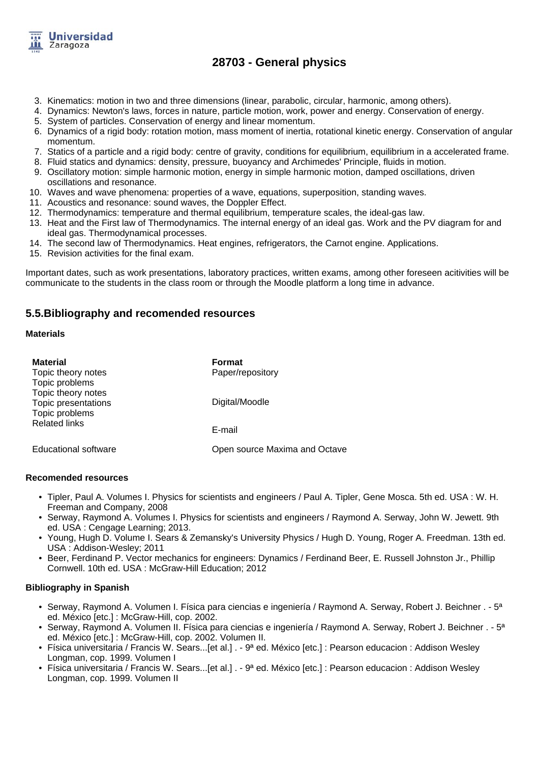3. Kinematics: motion in two and three dimensions (linear, parabolic, circular, harmonic, among others).
4. Dynamics: Newton's laws, forces in nature, particle motion, work, power and energy. Conservation of energy.
5. System of particles. Conservation of energy and linear momentum.
6. Dynamics of a rigid body: rotation motion, mass moment of inertia, rotational kinetic energy. Conservation of angular momentum.
7. Statics of a particle and a rigid body: centre of gravity, conditions for equilibrium, equilibrium in a accelerated frame.
8. Fluid statics and dynamics: density, pressure, buoyancy and Archimedes' Principle, fluids in motion.
9. Oscillatory motion: simple harmonic motion, energy in simple harmonic motion, damped oscillations, driven oscillations and resonance.
10. Waves and wave phenomena: properties of a wave, equations, superposition, standing waves.
11. Acoustics and resonance: sound waves, the Doppler Effect.
12. Thermodynamics: temperature and thermal equilibrium, temperature scales, the ideal-gas law.
13. Heat and the First law of Thermodynamics. The internal energy of an ideal gas. Work and the PV diagram for and ideal gas. Thermodynamical processes.
14. The second law of Thermodynamics. Heat engines, refrigerators, the Carnot engine. Applications.
15. Revision activities for the final exam.

Important dates, such as work presentations, laboratory practices, written exams, among other foreseen acitivities will be communicate to the students in the class room or through the Moodle platform a long time in advance.

## 5.5.Bibliography and recomended resources

**Materials**

| Material | Format |
|---|---|
| Topic theory notes<br>Topic problems | Paper/repository |
| Topic theory notes<br>Topic presentations<br>Topic problems | Digital/Moodle |
| Related links | E-mail |
| Educational software | Open source Maxima and Octave |

**Recomended resources**

- Tipler, Paul A. Volumes I. Physics for scientists and engineers / Paul A. Tipler, Gene Mosca. 5th ed. USA : W. H. Freeman and Company, 2008
- Serway, Raymond A. Volumes I. Physics for scientists and engineers / Raymond A. Serway, John W. Jewett. 9th ed. USA : Cengage Learning; 2013.
- Young, Hugh D. Volume I. Sears & Zemansky's University Physics / Hugh D. Young, Roger A. Freedman. 13th ed. USA : Addison-Wesley; 2011
- Beer, Ferdinand P. Vector mechanics for engineers: Dynamics / Ferdinand Beer, E. Russell Johnston Jr., Phillip Cornwell. 10th ed. USA : McGraw-Hill Education; 2012

**Bibliography in Spanish**

- Serway, Raymond A. Volumen I. Física para ciencias e ingeniería / Raymond A. Serway, Robert J. Beichner . - 5ª ed. México [etc.] : McGraw-Hill, cop. 2002.
- Serway, Raymond A. Volumen II. Física para ciencias e ingeniería / Raymond A. Serway, Robert J. Beichner . - 5ª ed. México [etc.] : McGraw-Hill, cop. 2002. Volumen II.
- Física universitaria / Francis W. Sears...[et al.] . - 9ª ed. México [etc.] : Pearson educacion : Addison Wesley Longman, cop. 1999. Volumen I
- Física universitaria / Francis W. Sears...[et al.] . - 9ª ed. México [etc.] : Pearson educacion : Addison Wesley Longman, cop. 1999. Volumen II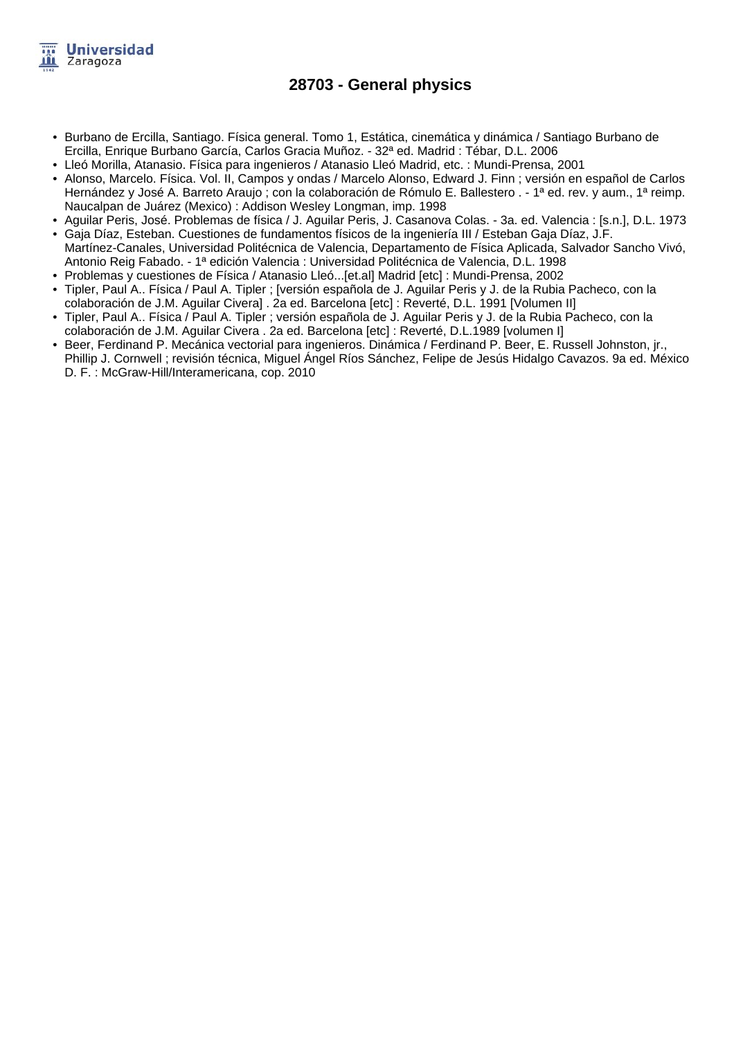# 28703 - General physics

- Burbano de Ercilla, Santiago. Física general. Tomo 1, Estática, cinemática y dinámica / Santiago Burbano de Ercilla, Enrique Burbano García, Carlos Gracia Muñoz. - 32ª ed. Madrid : Tébar, D.L. 2006
- Lleó Morilla, Atanasio. Física para ingenieros / Atanasio Lleó Madrid, etc. : Mundi-Prensa, 2001
- Alonso, Marcelo. Física. Vol. II, Campos y ondas / Marcelo Alonso, Edward J. Finn ; versión en español de Carlos Hernández y José A. Barreto Araujo ; con la colaboración de Rómulo E. Ballestero . - 1ª ed. rev. y aum., 1ª reimp. Naucalpan de Juárez (Mexico) : Addison Wesley Longman, imp. 1998
- Aguilar Peris, José. Problemas de física / J. Aguilar Peris, J. Casanova Colas. - 3a. ed. Valencia : [s.n.], D.L. 1973
- Gaja Díaz, Esteban. Cuestiones de fundamentos físicos de la ingeniería III / Esteban Gaja Díaz, J.F. Martínez-Canales, Universidad Politécnica de Valencia, Departamento de Física Aplicada, Salvador Sancho Vivó, Antonio Reig Fabado. - 1ª edición Valencia : Universidad Politécnica de Valencia, D.L. 1998
- Problemas y cuestiones de Física / Atanasio Lleó...[et.al] Madrid [etc] : Mundi-Prensa, 2002
- Tipler, Paul A.. Física / Paul A. Tipler ; [versión española de J. Aguilar Peris y J. de la Rubia Pacheco, con la colaboración de J.M. Aguilar Civera] . 2a ed. Barcelona [etc] : Reverté, D.L. 1991 [Volumen II]
- Tipler, Paul A.. Física / Paul A. Tipler ; versión española de J. Aguilar Peris y J. de la Rubia Pacheco, con la colaboración de J.M. Aguilar Civera . 2a ed. Barcelona [etc] : Reverté, D.L.1989 [volumen I]
- Beer, Ferdinand P. Mecánica vectorial para ingenieros. Dinámica / Ferdinand P. Beer, E. Russell Johnston, jr., Phillip J. Cornwell ; revisión técnica, Miguel Ángel Ríos Sánchez, Felipe de Jesús Hidalgo Cavazos. 9a ed. México D. F. : McGraw-Hill/Interamericana, cop. 2010